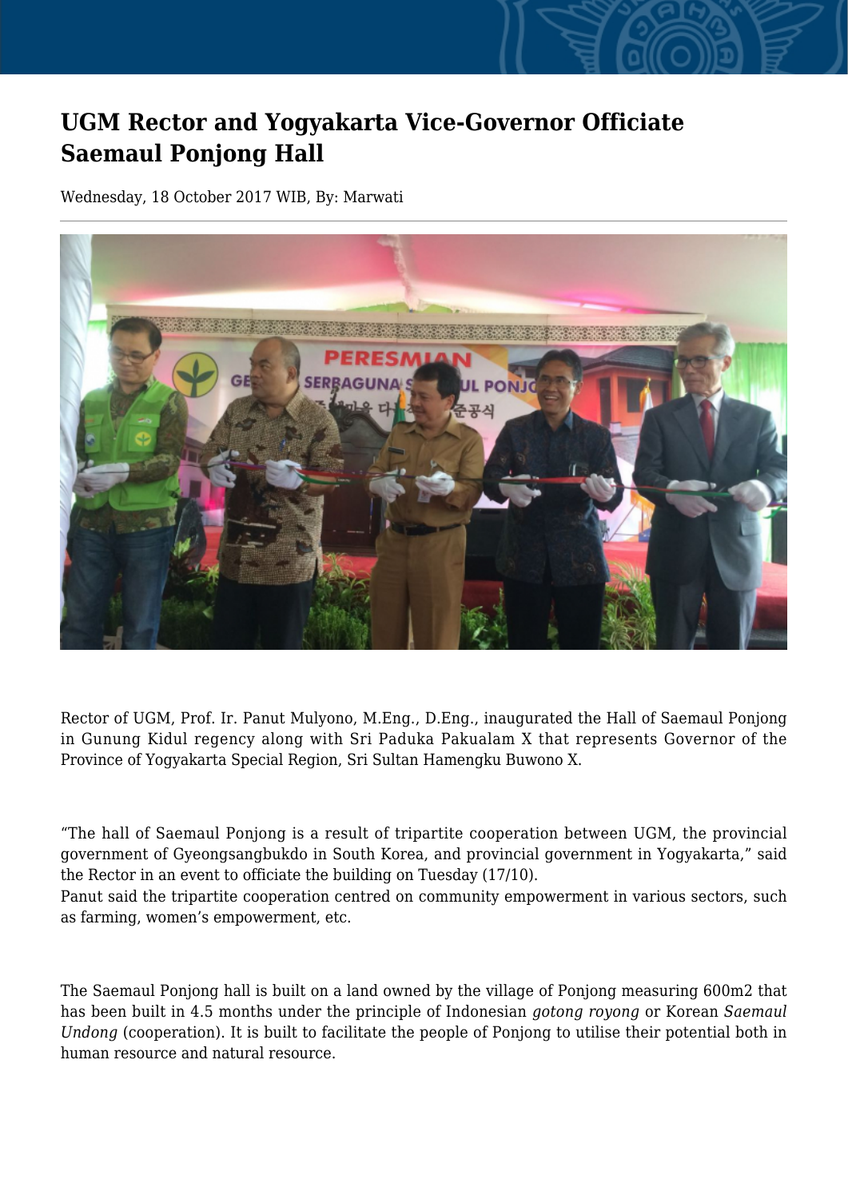# UGM Rector and Yogyakarta Vice-Governor Officiate Saemaul Ponjong Hall

Wednesday, 18 October 2017 WIB, By: Marwati

Rector of UGM, Prof. Ir. Panut Mulyono, M.Eng., D.Eng., inaugurated the Hall of Saemaul Ponjong in Gunung Kidul regency along with Sri Paduka Pakualam X that represents Governor of the Province of Yogyakarta Special Region, Sri Sultan Hamengku Buwono X.

"The hall of Saemaul Ponjong is a result of tripartite cooperation between UGM, the provincial government of Gyeongsangbukdo in South Korea, and provincial government in Yogyakarta," said the Rector in an event to officiate the building on Tuesday (17/10).

Panut said the tripartite cooperation centred on community empowerment in various sectors, such as farming, women's empowerment, etc.

The Saemaul Ponjong hall is built on a land owned by the village of Ponjong measuring 600m2 that has been built in 4.5 months under the principle of Indonesian *gotong royong* or Korean *Saemaul Undong* (cooperation). It is built to facilitate the people of Ponjong to utilise their potential both in human resource and natural resource.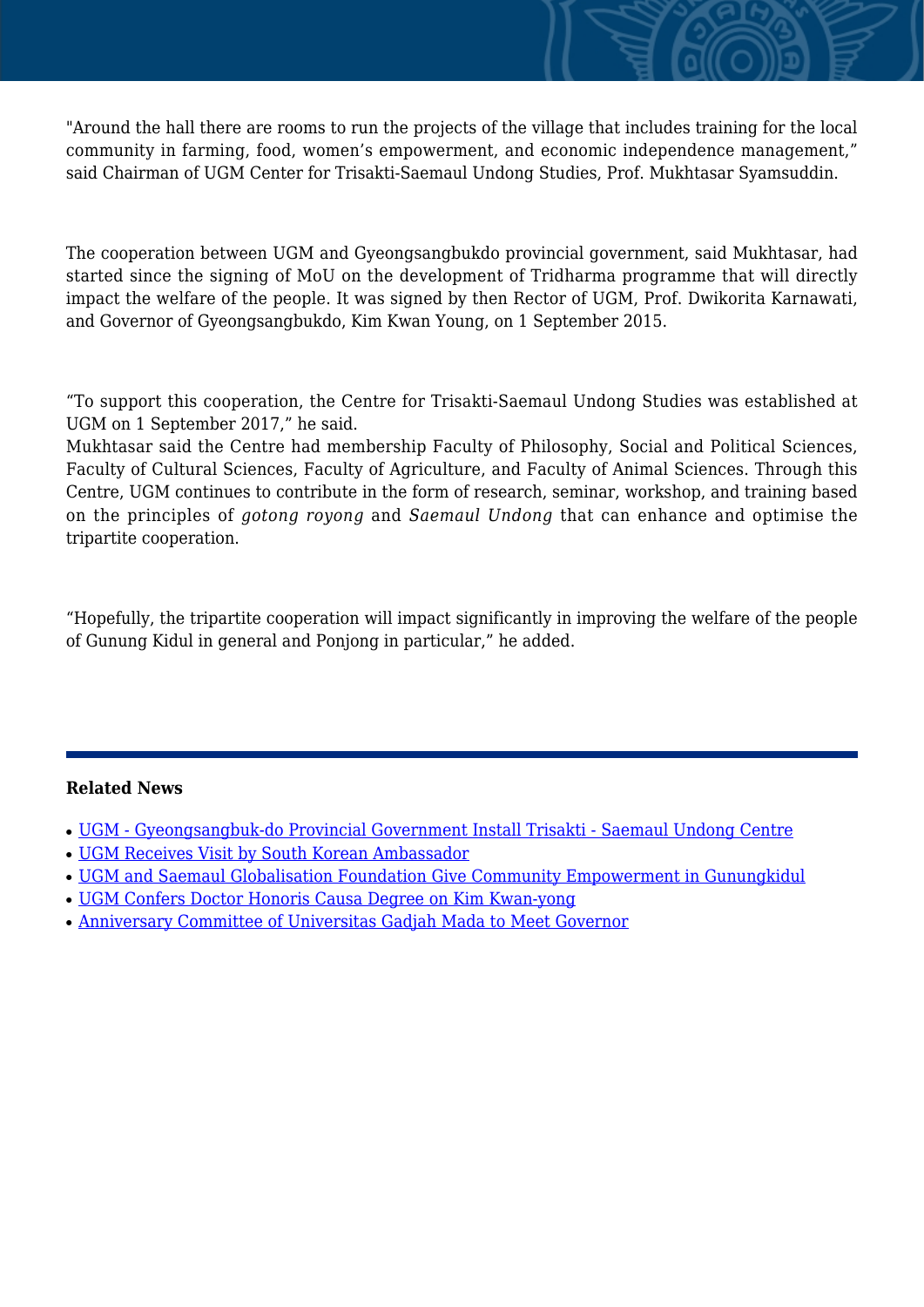"Around the hall there are rooms to run the projects of the village that includes training for the local community in farming, food, women's empowerment, and economic independence management," said Chairman of UGM Center for Trisakti-Saemaul Undong Studies, Prof. Mukhtasar Syamsuddin.

The cooperation between UGM and Gyeongsangbukdo provincial government, said Mukhtasar, had started since the signing of MoU on the development of Tridharma programme that will directly impact the welfare of the people. It was signed by then Rector of UGM, Prof. Dwikorita Karnawati, and Governor of Gyeongsangbukdo, Kim Kwan Young, on 1 September 2015.

"To support this cooperation, the Centre for Trisakti-Saemaul Undong Studies was established at UGM on 1 September 2017," he said.
Mukhtasar said the Centre had membership Faculty of Philosophy, Social and Political Sciences, Faculty of Cultural Sciences, Faculty of Agriculture, and Faculty of Animal Sciences. Through this Centre, UGM continues to contribute in the form of research, seminar, workshop, and training based on the principles of *gotong royong* and *Saemaul Undong* that can enhance and optimise the tripartite cooperation.

"Hopefully, the tripartite cooperation will impact significantly in improving the welfare of the people of Gunung Kidul in general and Ponjong in particular," he added.

---

**Related News**

- UGM - Gyeongsangbuk-do Provincial Government Install Trisakti - Saemaul Undong Centre
- UGM Receives Visit by South Korean Ambassador
- UGM and Saemaul Globalisation Foundation Give Community Empowerment in Gunungkidul
- UGM Confers Doctor Honoris Causa Degree on Kim Kwan-yong
- Anniversary Committee of Universitas Gadjah Mada to Meet Governor